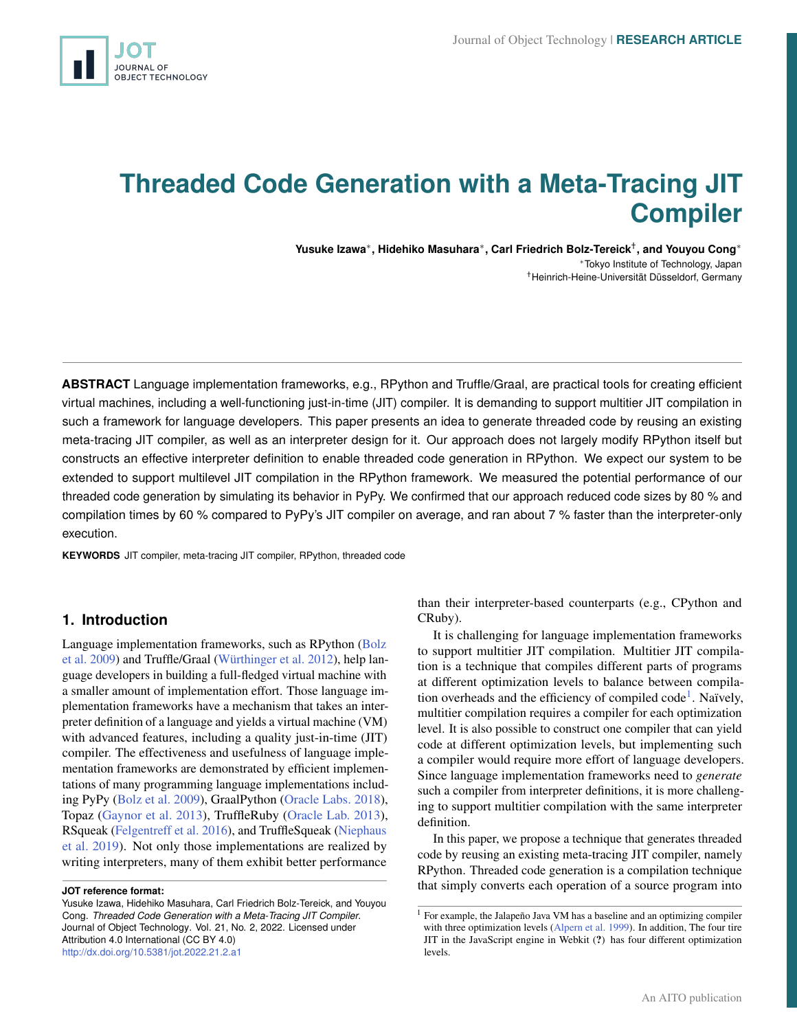# Threaded Code Generation with a Meta-Tracing JIT Compiler

**Yusuke Izawa**[*], **Hidehiko Masuhara**[*], **Carl Friedrich Bolz-Tereick**[†], **and Youyou Cong**[*]

[*]Tokyo Institute of Technology, Japan
[†]Heinrich-Heine-Universität Düsseldorf, Germany

**ABSTRACT** Language implementation frameworks, e.g., RPython and Truffle/Graal, are practical tools for creating efficient virtual machines, including a well-functioning just-in-time (JIT) compiler. It is demanding to support multitier JIT compilation in such a framework for language developers. This paper presents an idea to generate threaded code by reusing an existing meta-tracing JIT compiler, as well as an interpreter design for it. Our approach does not largely modify RPython itself but constructs an effective interpreter definition to enable threaded code generation in RPython. We expect our system to be extended to support multilevel JIT compilation in the RPython framework. We measured the potential performance of our threaded code generation by simulating its behavior in PyPy. We confirmed that our approach reduced code sizes by 80 % and compilation times by 60 % compared to PyPy's JIT compiler on average, and ran about 7 % faster than the interpreter-only execution.

**KEYWORDS** JIT compiler, meta-tracing JIT compiler, RPython, threaded code

## 1. Introduction

Language implementation frameworks, such as RPython (Bolz et al. 2009) and Truffle/Graal (Würthinger et al. 2012), help language developers in building a full-fledged virtual machine with a smaller amount of implementation effort. Those language implementation frameworks have a mechanism that takes an interpreter definition of a language and yields a virtual machine (VM) with advanced features, including a quality just-in-time (JIT) compiler. The effectiveness and usefulness of language implementation frameworks are demonstrated by efficient implementations of many programming language implementations including PyPy (Bolz et al. 2009), GraalPython (Oracle Labs. 2018), Topaz (Gaynor et al. 2013), TruffleRuby (Oracle Lab. 2013), RSqueak (Felgentreff et al. 2016), and TruffleSqueak (Niephaus et al. 2019). Not only those implementations are realized by writing interpreters, many of them exhibit better performance than their interpreter-based counterparts (e.g., CPython and CRuby).

It is challenging for language implementation frameworks to support multitier JIT compilation. Multitier JIT compilation is a technique that compiles different parts of programs at different optimization levels to balance between compilation overheads and the efficiency of compiled code[1]. Naïvely, multitier compilation requires a compiler for each optimization level. It is also possible to construct one compiler that can yield code at different optimization levels, but implementing such a compiler would require more effort of language developers. Since language implementation frameworks need to *generate* such a compiler from interpreter definitions, it is more challenging to support multitier compilation with the same interpreter definition.

In this paper, we propose a technique that generates threaded code by reusing an existing meta-tracing JIT compiler, namely RPython. Threaded code generation is a compilation technique that simply converts each operation of a source program into

---

**JOT reference format:**
Yusuke Izawa, Hidehiko Masuhara, Carl Friedrich Bolz-Tereick, and Youyou Cong. *Threaded Code Generation with a Meta-Tracing JIT Compiler*. Journal of Object Technology. Vol. 21, No. 2, 2022. Licensed under Attribution 4.0 International (CC BY 4.0)
http://dx.doi.org/10.5381/jot.2022.21.2.a1

[1] For example, the Jalapeño Java VM has a baseline and an optimizing compiler with three optimization levels (Alpern et al. 1999). In addition, The four tire JIT in the JavaScript engine in Webkit (**?**) has four different optimization levels.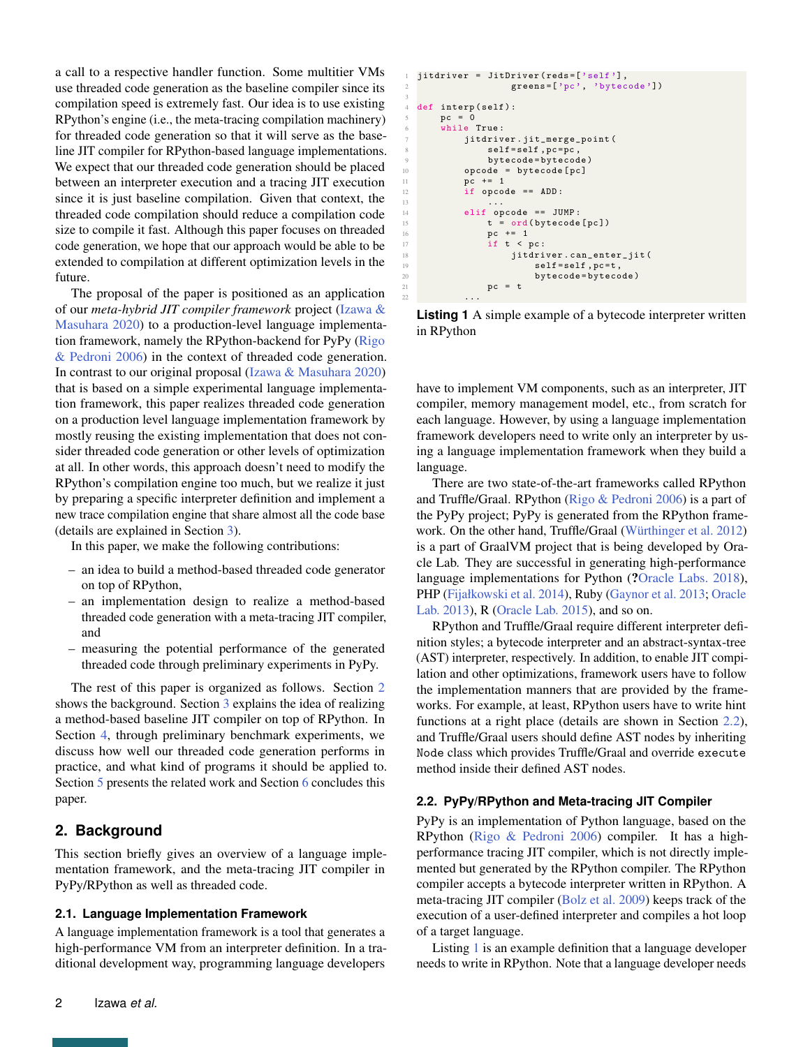a call to a respective handler function. Some multitier VMs use threaded code generation as the baseline compiler since its compilation speed is extremely fast. Our idea is to use existing RPython's engine (i.e., the meta-tracing compilation machinery) for threaded code generation so that it will serve as the baseline JIT compiler for RPython-based language implementations. We expect that our threaded code generation should be placed between an interpreter execution and a tracing JIT execution since it is just baseline compilation. Given that context, the threaded code compilation should reduce a compilation code size to compile it fast. Although this paper focuses on threaded code generation, we hope that our approach would be able to be extended to compilation at different optimization levels in the future.

The proposal of the paper is positioned as an application of our *meta-hybrid JIT compiler framework* project (Izawa & Masuhara 2020) to a production-level language implementation framework, namely the RPython-backend for PyPy (Rigo & Pedroni 2006) in the context of threaded code generation. In contrast to our original proposal (Izawa & Masuhara 2020) that is based on a simple experimental language implementation framework, this paper realizes threaded code generation on a production level language implementation framework by mostly reusing the existing implementation that does not consider threaded code generation or other levels of optimization at all. In other words, this approach doesn't need to modify the RPython's compilation engine too much, but we realize it just by preparing a specific interpreter definition and implement a new trace compilation engine that share almost all the code base (details are explained in Section 3).

In this paper, we make the following contributions:

- an idea to build a method-based threaded code generator on top of RPython,
- an implementation design to realize a method-based threaded code generation with a meta-tracing JIT compiler, and
- measuring the potential performance of the generated threaded code through preliminary experiments in PyPy.

The rest of this paper is organized as follows. Section 2 shows the background. Section 3 explains the idea of realizing a method-based baseline JIT compiler on top of RPython. In Section 4, through preliminary benchmark experiments, we discuss how well our threaded code generation performs in practice, and what kind of programs it should be applied to. Section 5 presents the related work and Section 6 concludes this paper.

## 2. Background

This section briefly gives an overview of a language implementation framework, and the meta-tracing JIT compiler in PyPy/RPython as well as threaded code.

### 2.1. Language Implementation Framework

A language implementation framework is a tool that generates a high-performance VM from an interpreter definition. In a traditional development way, programming language developers have to implement VM components, such as an interpreter, JIT compiler, memory management model, etc., from scratch for each language. However, by using a language implementation framework developers need to write only an interpreter by using a language implementation framework when they build a language.

There are two state-of-the-art frameworks called RPython and Truffle/Graal. RPython (Rigo & Pedroni 2006) is a part of the PyPy project; PyPy is generated from the RPython framework. On the other hand, Truffle/Graal (Würthinger et al. 2012) is a part of GraalVM project that is being developed by Oracle Lab. They are successful in generating high-performance language implementations for Python (?Oracle Labs. 2018), PHP (Fijałkowski et al. 2014), Ruby (Gaynor et al. 2013; Oracle Lab. 2013), R (Oracle Lab. 2015), and so on.

RPython and Truffle/Graal require different interpreter definition styles; a bytecode interpreter and an abstract-syntax-tree (AST) interpreter, respectively. In addition, to enable JIT compilation and other optimizations, framework users have to follow the implementation manners that are provided by the frameworks. For example, at least, RPython users have to write hint functions at a right place (details are shown in Section 2.2), and Truffle/Graal users should define AST nodes by inheriting `Node` class which provides Truffle/Graal and override `execute` method inside their defined AST nodes.

```
jitdriver = JitDriver(reds=['self'],
                      greens=['pc', 'bytecode'])

def interp(self):
    pc = 0
    while True:
        jitdriver.jit_merge_point(
            self=self,pc=pc,
            bytecode=bytecode)
        opcode = bytecode[pc]
        pc += 1
        if opcode == ADD:
            ...
        elif opcode == JUMP:
            t = ord(bytecode[pc])
            pc += 1
            if t < pc:
                jitdriver.can_enter_jit(
                    self=self,pc=t,
                    bytecode=bytecode)
            pc = t
    ...
```

**Listing 1** A simple example of a bytecode interpreter written in RPython

### 2.2. PyPy/RPython and Meta-tracing JIT Compiler

PyPy is an implementation of Python language, based on the RPython (Rigo & Pedroni 2006) compiler. It has a high-performance tracing JIT compiler, which is not directly implemented but generated by the RPython compiler. The RPython compiler accepts a bytecode interpreter written in RPython. A meta-tracing JIT compiler (Bolz et al. 2009) keeps track of the execution of a user-defined interpreter and compiles a hot loop of a target language.

Listing 1 is an example definition that a language developer needs to write in RPython. Note that a language developer needs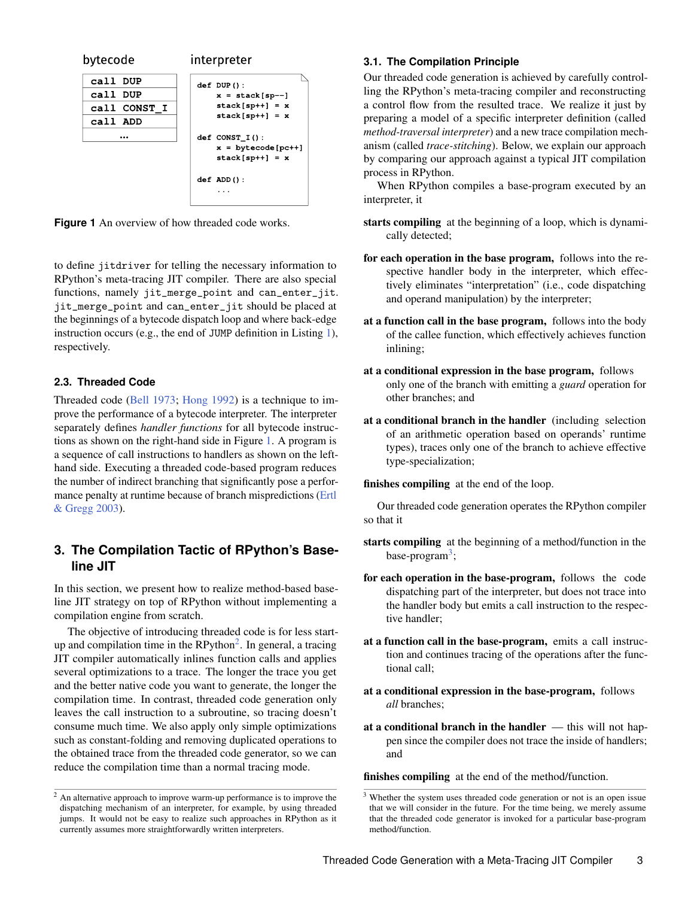bytecode

```
call DUP
call DUP
call CONST_I
call ADD
...
```

interpreter

```
def DUP():
    x = stack[sp--]
    stack[sp++] = x
    stack[sp++] = x

def CONST_I():
    x = bytecode[pc++]
    stack[sp++] = x

def ADD():
    ...
```

**Figure 1** An overview of how threaded code works.

to define `jitdriver` for telling the necessary information to RPython's meta-tracing JIT compiler. There are also special functions, namely `jit_merge_point` and `can_enter_jit`. `jit_merge_point` and `can_enter_jit` should be placed at the beginnings of a bytecode dispatch loop and where back-edge instruction occurs (e.g., the end of `JUMP` definition in Listing 1), respectively.

### 2.3. Threaded Code

Threaded code (Bell 1973; Hong 1992) is a technique to improve the performance of a bytecode interpreter. The interpreter separately defines *handler functions* for all bytecode instructions as shown on the right-hand side in Figure 1. A program is a sequence of call instructions to handlers as shown on the left-hand side. Executing a threaded code-based program reduces the number of indirect branching that significantly pose a performance penalty at runtime because of branch mispredictions (Ertl & Gregg 2003).

## 3. The Compilation Tactic of RPython's Baseline JIT

In this section, we present how to realize method-based baseline JIT strategy on top of RPython without implementing a compilation engine from scratch.

The objective of introducing threaded code is for less start-up and compilation time in the RPython[2]. In general, a tracing JIT compiler automatically inlines function calls and applies several optimizations to a trace. The longer the trace you get and the better native code you want to generate, the longer the compilation time. In contrast, threaded code generation only leaves the call instruction to a subroutine, so tracing doesn't consume much time. We also apply only simple optimizations such as constant-folding and removing duplicated operations to the obtained trace from the threaded code generator, so we can reduce the compilation time than a normal tracing mode.

[2] An alternative approach to improve warm-up performance is to improve the dispatching mechanism of an interpreter, for example, by using threaded jumps. It would not be easy to realize such approaches in RPython as it currently assumes more straightforwardly written interpreters.

### 3.1. The Compilation Principle

Our threaded code generation is achieved by carefully controlling the RPython's meta-tracing compiler and reconstructing a control flow from the resulted trace. We realize it just by preparing a model of a specific interpreter definition (called *method-traversal interpreter*) and a new trace compilation mechanism (called *trace-stitching*). Below, we explain our approach by comparing our approach against a typical JIT compilation process in RPython.

When RPython compiles a base-program executed by an interpreter, it

**starts compiling** at the beginning of a loop, which is dynamically detected;

**for each operation in the base program,** follows into the respective handler body in the interpreter, which effectively eliminates "interpretation" (i.e., code dispatching and operand manipulation) by the interpreter;

**at a function call in the base program,** follows into the body of the callee function, which effectively achieves function inlining;

**at a conditional expression in the base program,** follows only one of the branch with emitting a *guard* operation for other branches; and

**at a conditional branch in the handler** (including selection of an arithmetic operation based on operands' runtime types), traces only one of the branch to achieve effective type-specialization;

**finishes compiling** at the end of the loop.

Our threaded code generation operates the RPython compiler so that it

**starts compiling** at the beginning of a method/function in the base-program[3];

**for each operation in the base-program,** follows the code dispatching part of the interpreter, but does not trace into the handler body but emits a call instruction to the respective handler;

**at a function call in the base-program,** emits a call instruction and continues tracing of the operations after the functional call;

**at a conditional expression in the base-program,** follows *all* branches;

**at a conditional branch in the handler** — this will not happen since the compiler does not trace the inside of handlers; and

**finishes compiling** at the end of the method/function.

[3] Whether the system uses threaded code generation or not is an open issue that we will consider in the future. For the time being, we merely assume that the threaded code generator is invoked for a particular base-program method/function.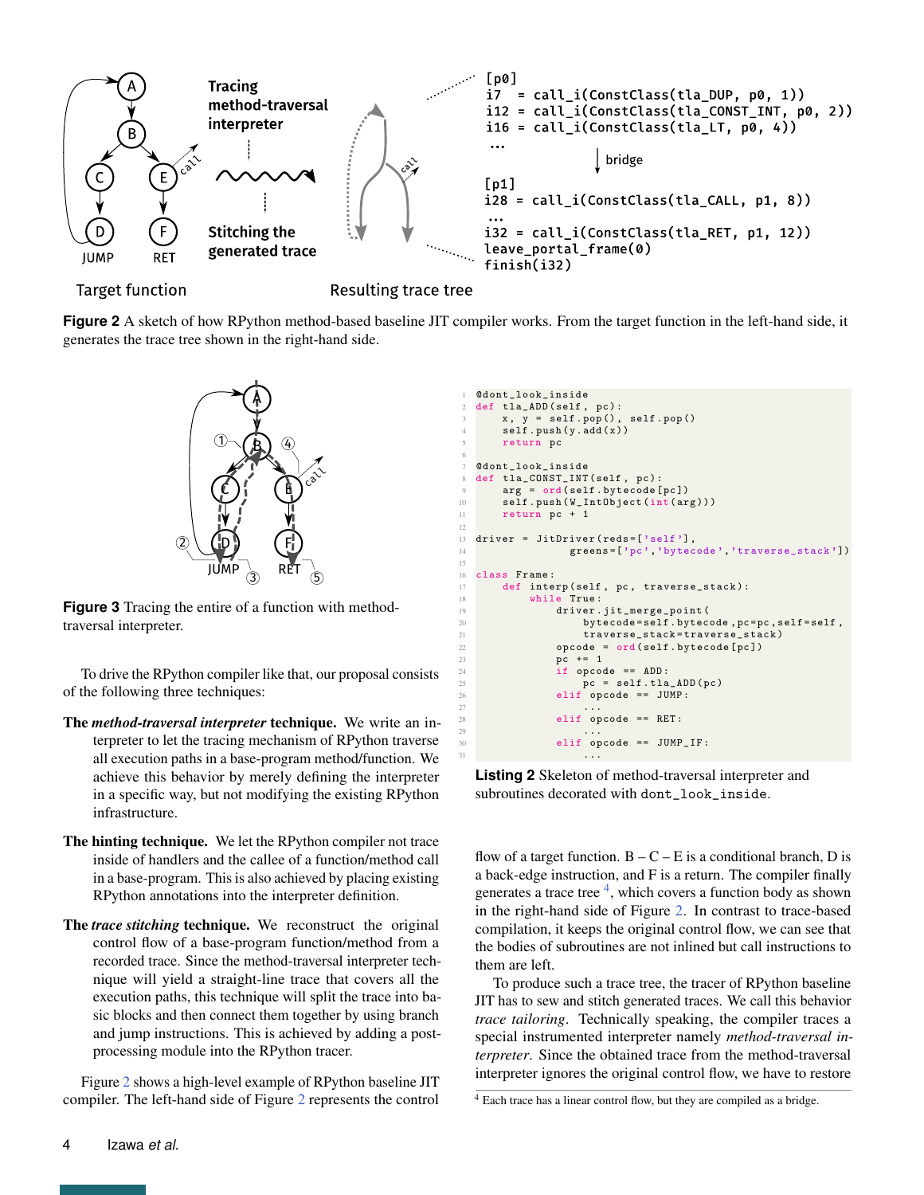Target function

Tracing method-traversal interpreter

Stitching the generated trace

Resulting trace tree

```
[p0]
i7  = call_i(ConstClass(tla_DUP, p0, 1))
i12 = call_i(ConstClass(tla_CONST_INT, p0, 2))
i16 = call_i(ConstClass(tla_LT, p0, 4))
...
            bridge
[p1]
i28 = call_i(ConstClass(tla_CALL, p1, 8))
...
i32 = call_i(ConstClass(tla_RET, p1, 12))
leave_portal_frame(0)
finish(i32)
```

**Figure 2** A sketch of how RPython method-based baseline JIT compiler works. From the target function in the left-hand side, it generates the trace tree shown in the right-hand side.

**Figure 3** Tracing the entire of a function with method-traversal interpreter.

To drive the RPython compiler like that, our proposal consists of the following three techniques:

**The *method-traversal interpreter* technique.** We write an interpreter to let the tracing mechanism of RPython traverse all execution paths in a base-program method/function. We achieve this behavior by merely defining the interpreter in a specific way, but not modifying the existing RPython infrastructure.

**The hinting technique.** We let the RPython compiler not trace inside of handlers and the callee of a function/method call in a base-program. This is also achieved by placing existing RPython annotations into the interpreter definition.

**The *trace stitching* technique.** We reconstruct the original control flow of a base-program function/method from a recorded trace. Since the method-traversal interpreter technique will yield a straight-line trace that covers all the execution paths, this technique will split the trace into basic blocks and then connect them together by using branch and jump instructions. This is achieved by adding a post-processing module into the RPython tracer.

Figure 2 shows a high-level example of RPython baseline JIT compiler. The left-hand side of Figure 2 represents the control flow of a target function. B – C – E is a conditional branch, D is a back-edge instruction, and F is a return. The compiler finally generates a trace tree [4], which covers a function body as shown in the right-hand side of Figure 2. In contrast to trace-based compilation, it keeps the original control flow, we can see that the bodies of subroutines are not inlined but call instructions to them are left.

```
@dont_look_inside
def tla_ADD(self, pc):
    x, y = self.pop(), self.pop()
    self.push(y.add(x))
    return pc

@dont_look_inside
def tla_CONST_INT(self, pc):
    arg = ord(self.bytecode[pc])
    self.push(W_IntObject(int(arg)))
    return pc + 1

driver = JitDriver(reds=['self'],
                   greens=['pc','bytecode','traverse_stack'])

class Frame:
    def interp(self, pc, traverse_stack):
        while True:
            driver.jit_merge_point(
                bytecode=self.bytecode,pc=pc,self=self,
                traverse_stack=traverse_stack)
            opcode = ord(self.bytecode[pc])
            pc += 1
            if opcode == ADD:
                pc = self.tla_ADD(pc)
            elif opcode == JUMP:
                ...
            elif opcode == RET:
                ...
            elif opcode == JUMP_IF:
                ...
```

**Listing 2** Skeleton of method-traversal interpreter and subroutines decorated with `dont_look_inside`.

To produce such a trace tree, the tracer of RPython baseline JIT has to sew and stitch generated traces. We call this behavior *trace tailoring*. Technically speaking, the compiler traces a special instrumented interpreter namely *method-traversal interpreter*. Since the obtained trace from the method-traversal interpreter ignores the original control flow, we have to restore

[4] Each trace has a linear control flow, but they are compiled as a bridge.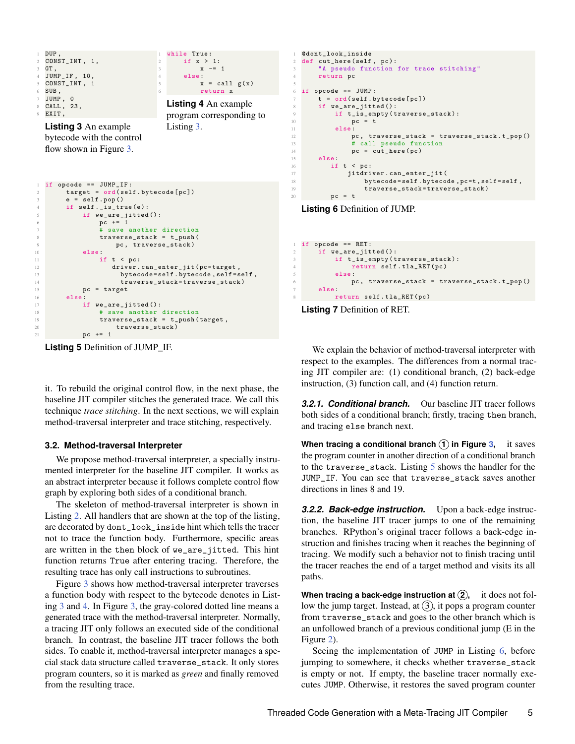```
DUP,
CONST_INT, 1,
GT,
JUMP_IF, 10,
CONST_INT, 1
SUB,
JUMP, 0
CALL, 23,
EXIT,
```

**Listing 3** An example bytecode with the control flow shown in Figure 3.

```python
while True:
    if x > 1:
        x -= 1
    else:
        x = call g(x)
        return x
```

**Listing 4** An example program corresponding to Listing 3.

```python
if opcode == JUMP_IF:
    target = ord(self.bytecode[pc])
    e = self.pop()
    if self._is_true(e):
        if we_are_jitted():
            pc += 1
            # save another direction
            traverse_stack = t_push(
                pc, traverse_stack)
        else:
            if t < pc:
                driver.can_enter_jit(pc=target,
                  bytecode=self.bytecode,self=self,
                  traverse_stack=traverse_stack)
        pc = target
    else:
        if we_are_jitted():
            # save another direction
            traverse_stack = t_push(target,
                traverse_stack)
        pc += 1
```

**Listing 5** Definition of JUMP_IF.

it. To rebuild the original control flow, in the next phase, the baseline JIT compiler stitches the generated trace. We call this technique *trace stitching*. In the next sections, we will explain method-traversal interpreter and trace stitching, respectively.

### 3.2. Method-traversal Interpreter

We propose method-traversal interpreter, a specially instrumented interpreter for the baseline JIT compiler. It works as an abstract interpreter because it follows complete control flow graph by exploring both sides of a conditional branch.

The skeleton of method-traversal interpreter is shown in Listing 2. All handlers that are shown at the top of the listing, are decorated by `dont_look_inside` hint which tells the tracer not to trace the function body. Furthermore, specific areas are written in the `then` block of `we_are_jitted`. This hint function returns `True` after entering tracing. Therefore, the resulting trace has only call instructions to subroutines.

Figure 3 shows how method-traversal interpreter traverses a function body with respect to the bytecode denotes in Listing 3 and 4. In Figure 3, the gray-colored dotted line means a generated trace with the method-traversal interpreter. Normally, a tracing JIT only follows an executed side of the conditional branch. In contrast, the baseline JIT tracer follows the both sides. To enable it, method-traversal interpreter manages a special stack data structure called `traverse_stack`. It only stores program counters, so it is marked as *green* and finally removed from the resulting trace.

```python
@dont_look_inside
def cut_here(self, pc):
    "A pseudo function for trace stitching"
    return pc

if opcode == JUMP:
    t = ord(self.bytecode[pc])
    if we_are_jitted():
        if t_is_empty(traverse_stack):
            pc = t
        else:
            pc, traverse_stack = traverse_stack.t_pop()
            # call pseudo function
            pc = cut_here(pc)
    else:
        if t < pc:
            jitdriver.can_enter_jit(
                bytecode=self.bytecode,pc=t,self=self,
                traverse_stack=traverse_stack)
        pc = t
```

**Listing 6** Definition of JUMP.

```python
if opcode == RET:
    if we_are_jitted():
        if t_is_empty(traverse_stack):
            return self.tla_RET(pc)
        else:
            pc, traverse_stack = traverse_stack.t_pop()
    else:
        return self.tla_RET(pc)
```

**Listing 7** Definition of RET.

We explain the behavior of method-traversal interpreter with respect to the examples. The differences from a normal tracing JIT compiler are: (1) conditional branch, (2) back-edge instruction, (3) function call, and (4) function return.

#### 3.2.1. Conditional branch.

Our baseline JIT tracer follows both sides of a conditional branch; firstly, tracing `then` branch, and tracing `else` branch next.

**When tracing a conditional branch (1) in Figure 3,** it saves the program counter in another direction of a conditional branch to the `traverse_stack`. Listing 5 shows the handler for the `JUMP_IF`. You can see that `traverse_stack` saves another directions in lines 8 and 19.

#### 3.2.2. Back-edge instruction.

Upon a back-edge instruction, the baseline JIT tracer jumps to one of the remaining branches. RPython's original tracer follows a back-edge instruction and finishes tracing when it reaches the beginning of tracing. We modify such a behavior not to finish tracing until the tracer reaches the end of a target method and visits its all paths.

**When tracing a back-edge instruction at (2),** it does not follow the jump target. Instead, at (3), it pops a program counter from `traverse_stack` and goes to the other branch which is an unfollowed branch of a previous conditional jump (E in the Figure 2).

Seeing the implementation of `JUMP` in Listing 6, before jumping to somewhere, it checks whether `traverse_stack` is empty or not. If empty, the baseline tracer normally executes `JUMP`. Otherwise, it restores the saved program counter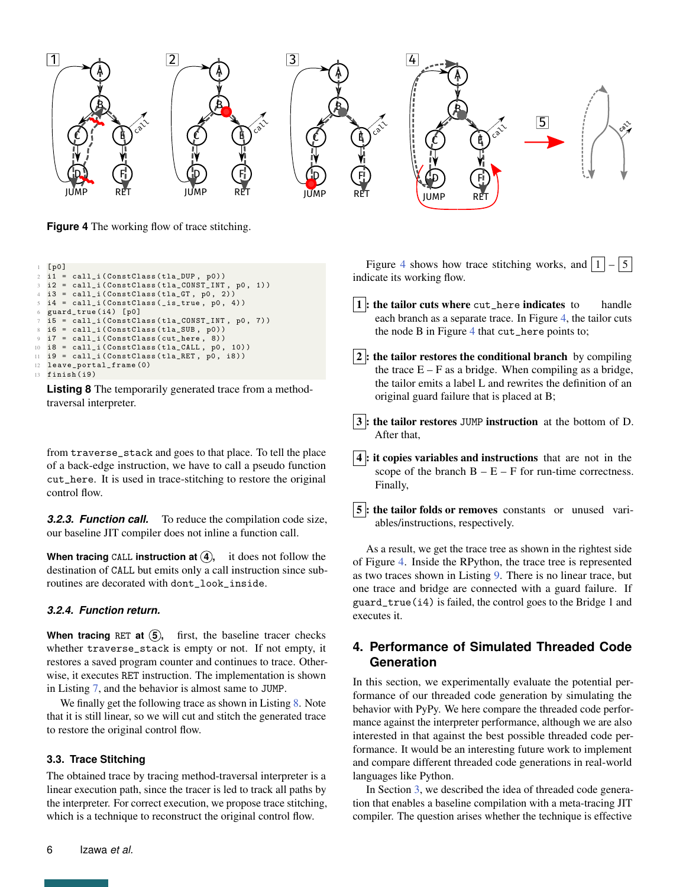**Figure 4** The working flow of trace stitching.

```
[p0]
i1 = call_i(ConstClass(tla_DUP, p0))
i2 = call_i(ConstClass(tla_CONST_INT, p0, 1))
i3 = call_i(ConstClass(tla_GT, p0, 2))
i4 = call_i(ConstClass(_is_true, p0, 4))
guard_true(i4) [p0]
i5 = call_i(ConstClass(tla_CONST_INT, p0, 7))
i6 = call_i(ConstClass(tla_SUB, p0))
i7 = call_i(ConstClass(cut_here, 8))
i8 = call_i(ConstClass(tla_CALL, p0, 10))
i9 = call_i(ConstClass(tla_RET, p0, i8))
leave_portal_frame(0)
finish(i9)
```

**Listing 8** The temporarily generated trace from a method-traversal interpreter.

from `traverse_stack` and goes to that place. To tell the place of a back-edge instruction, we have to call a pseudo function `cut_here`. It is used in trace-stitching to restore the original control flow.

***3.2.3. Function call.*** To reduce the compilation code size, our baseline JIT compiler does not inline a function call.

**When tracing `CALL` instruction at ④,** it does not follow the destination of `CALL` but emits only a call instruction since subroutines are decorated with `dont_look_inside`.

***3.2.4. Function return.***

**When tracing `RET` at ⑤,** first, the baseline tracer checks whether `traverse_stack` is empty or not. If not empty, it restores a saved program counter and continues to trace. Otherwise, it executes `RET` instruction. The implementation is shown in Listing 7, and the behavior is almost same to `JUMP`.

We finally get the following trace as shown in Listing 8. Note that it is still linear, so we will cut and stitch the generated trace to restore the original control flow.

### 3.3. Trace Stitching

The obtained trace by tracing method-traversal interpreter is a linear execution path, since the tracer is led to track all paths by the interpreter. For correct execution, we propose trace stitching, which is a technique to reconstruct the original control flow.

Figure 4 shows how trace stitching works, and 1 – 5 indicate its working flow.

1: **the tailor cuts where `cut_here` indicates** to handle each branch as a separate trace. In Figure 4, the tailor cuts the node B in Figure 4 that `cut_here` points to;

2: **the tailor restores the conditional branch** by compiling the trace E – F as a bridge. When compiling as a bridge, the tailor emits a label L and rewrites the definition of an original guard failure that is placed at B;

3: **the tailor restores `JUMP` instruction** at the bottom of D. After that,

4: **it copies variables and instructions** that are not in the scope of the branch B – E – F for run-time correctness. Finally,

5: **the tailor folds or removes** constants or unused variables/instructions, respectively.

As a result, we get the trace tree as shown in the rightest side of Figure 4. Inside the RPython, the trace tree is represented as two traces shown in Listing 9. There is no linear trace, but one trace and bridge are connected with a guard failure. If `guard_true(i4)` is failed, the control goes to the Bridge 1 and executes it.

## 4. Performance of Simulated Threaded Code Generation

In this section, we experimentally evaluate the potential performance of our threaded code generation by simulating the behavior with PyPy. We here compare the threaded code performance against the interpreter performance, although we are also interested in that against the best possible threaded code performance. It would be an interesting future work to implement and compare different threaded code generations in real-world languages like Python.

In Section 3, we described the idea of threaded code generation that enables a baseline compilation with a meta-tracing JIT compiler. The question arises whether the technique is effective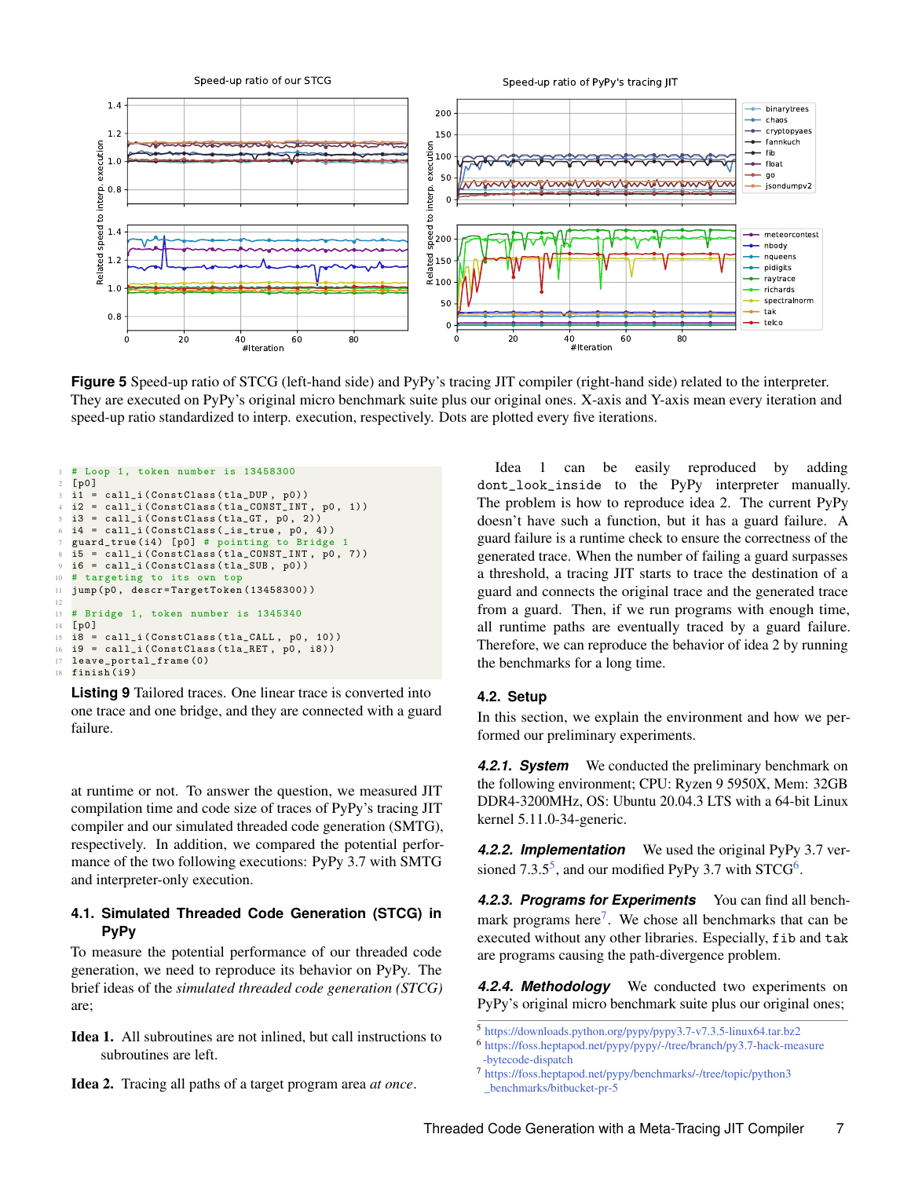**Figure 5** Speed-up ratio of STCG (left-hand side) and PyPy's tracing JIT compiler (right-hand side) related to the interpreter. They are executed on PyPy's original micro benchmark suite plus our original ones. X-axis and Y-axis mean every iteration and speed-up ratio standardized to interp. execution, respectively. Dots are plotted every five iterations.

```
# Loop 1, token number is 13458300
[p0]
i1 = call_i(ConstClass(tla_DUP, p0))
i2 = call_i(ConstClass(tla_CONST_INT, p0, 1))
i3 = call_i(ConstClass(tla_GT, p0, 2))
i4 = call_i(ConstClass(_is_true, p0, 4))
guard_true(i4) [p0] # pointing to Bridge 1
i5 = call_i(ConstClass(tla_CONST_INT, p0, 7))
i6 = call_i(ConstClass(tla_SUB, p0))
# targeting to its own top
jump(p0, descr=TargetToken(13458300))

# Bridge 1, token number is 1345340
[p0]
i8 = call_i(ConstClass(tla_CALL, p0, 10))
i9 = call_i(ConstClass(tla_RET, p0, i8))
leave_portal_frame(0)
finish(i9)
```

**Listing 9** Tailored traces. One linear trace is converted into one trace and one bridge, and they are connected with a guard failure.

at runtime or not. To answer the question, we measured JIT compilation time and code size of traces of PyPy's tracing JIT compiler and our simulated threaded code generation (SMTG), respectively. In addition, we compared the potential performance of the two following executions: PyPy 3.7 with SMTG and interpreter-only execution.

### 4.1. Simulated Threaded Code Generation (STCG) in PyPy

To measure the potential performance of our threaded code generation, we need to reproduce its behavior on PyPy. The brief ideas of the *simulated threaded code generation (STCG)* are;

**Idea 1.** All subroutines are not inlined, but call instructions to subroutines are left.

**Idea 2.** Tracing all paths of a target program area *at once*.

Idea 1 can be easily reproduced by adding `dont_look_inside` to the PyPy interpreter manually. The problem is how to reproduce idea 2. The current PyPy doesn't have such a function, but it has a guard failure. A guard failure is a runtime check to ensure the correctness of the generated trace. When the number of failing a guard surpasses a threshold, a tracing JIT starts to trace the destination of a guard and connects the original trace and the generated trace from a guard. Then, if we run programs with enough time, all runtime paths are eventually traced by a guard failure. Therefore, we can reproduce the behavior of idea 2 by running the benchmarks for a long time.

### 4.2. Setup

In this section, we explain the environment and how we performed our preliminary experiments.

***4.2.1. System*** We conducted the preliminary benchmark on the following environment; CPU: Ryzen 9 5950X, Mem: 32GB DDR4-3200MHz, OS: Ubuntu 20.04.3 LTS with a 64-bit Linux kernel 5.11.0-34-generic.

***4.2.2. Implementation*** We used the original PyPy 3.7 versioned 7.3.5[5], and our modified PyPy 3.7 with STCG[6].

***4.2.3. Programs for Experiments*** You can find all benchmark programs here[7]. We chose all benchmarks that can be executed without any other libraries. Especially, `fib` and `tak` are programs causing the path-divergence problem.

***4.2.4. Methodology*** We conducted two experiments on PyPy's original micro benchmark suite plus our original ones;

[5] https://downloads.python.org/pypy/pypy3.7-v7.3.5-linux64.tar.bz2
[6] https://foss.heptapod.net/pypy/pypy/-/tree/branch/py3.7-hack-measure-bytecode-dispatch
[7] https://foss.heptapod.net/pypy/benchmarks/-/tree/topic/python3_benchmarks/bitbucket-pr-5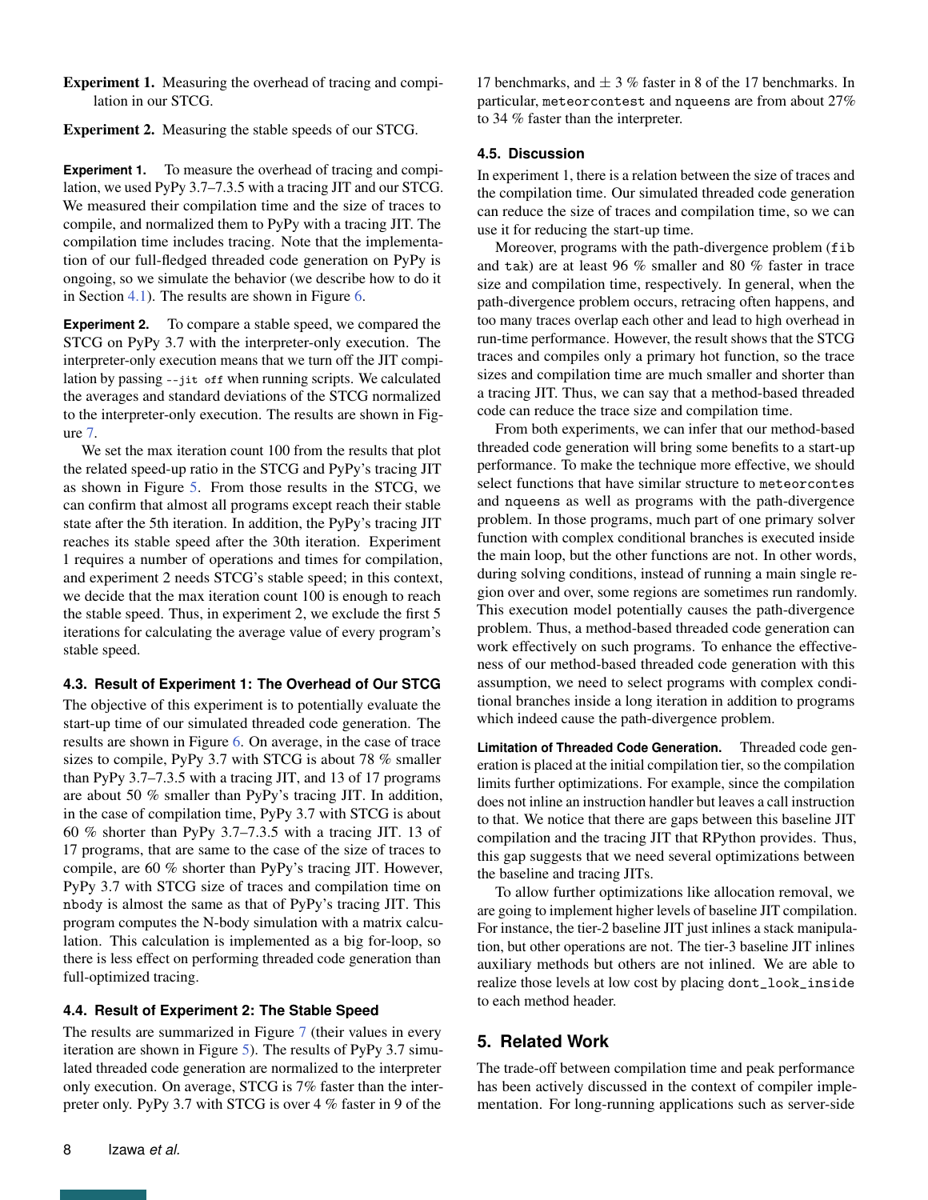**Experiment 1.** Measuring the overhead of tracing and compilation in our STCG.

**Experiment 2.** Measuring the stable speeds of our STCG.

**Experiment 1.** To measure the overhead of tracing and compilation, we used PyPy 3.7–7.3.5 with a tracing JIT and our STCG. We measured their compilation time and the size of traces to compile, and normalized them to PyPy with a tracing JIT. The compilation time includes tracing. Note that the implementation of our full-fledged threaded code generation on PyPy is ongoing, so we simulate the behavior (we describe how to do it in Section 4.1). The results are shown in Figure 6.

**Experiment 2.** To compare a stable speed, we compared the STCG on PyPy 3.7 with the interpreter-only execution. The interpreter-only execution means that we turn off the JIT compilation by passing `--jit off` when running scripts. We calculated the averages and standard deviations of the STCG normalized to the interpreter-only execution. The results are shown in Figure 7.

We set the max iteration count 100 from the results that plot the related speed-up ratio in the STCG and PyPy's tracing JIT as shown in Figure 5. From those results in the STCG, we can confirm that almost all programs except reach their stable state after the 5th iteration. In addition, the PyPy's tracing JIT reaches its stable speed after the 30th iteration. Experiment 1 requires a number of operations and times for compilation, and experiment 2 needs STCG's stable speed; in this context, we decide that the max iteration count 100 is enough to reach the stable speed. Thus, in experiment 2, we exclude the first 5 iterations for calculating the average value of every program's stable speed.

### 4.3. Result of Experiment 1: The Overhead of Our STCG

The objective of this experiment is to potentially evaluate the start-up time of our simulated threaded code generation. The results are shown in Figure 6. On average, in the case of trace sizes to compile, PyPy 3.7 with STCG is about 78 % smaller than PyPy 3.7–7.3.5 with a tracing JIT, and 13 of 17 programs are about 50 % smaller than PyPy's tracing JIT. In addition, in the case of compilation time, PyPy 3.7 with STCG is about 60 % shorter than PyPy 3.7–7.3.5 with a tracing JIT. 13 of 17 programs, that are same to the case of the size of traces to compile, are 60 % shorter than PyPy's tracing JIT. However, PyPy 3.7 with STCG size of traces and compilation time on `nbody` is almost the same as that of PyPy's tracing JIT. This program computes the N-body simulation with a matrix calculation. This calculation is implemented as a big for-loop, so there is less effect on performing threaded code generation than full-optimized tracing.

### 4.4. Result of Experiment 2: The Stable Speed

The results are summarized in Figure 7 (their values in every iteration are shown in Figure 5). The results of PyPy 3.7 simulated threaded code generation are normalized to the interpreter only execution. On average, STCG is 7% faster than the interpreter only. PyPy 3.7 with STCG is over 4 % faster in 9 of the 17 benchmarks, and ± 3 % faster in 8 of the 17 benchmarks. In particular, `meteorcontest` and `nqueens` are from about 27% to 34 % faster than the interpreter.

### 4.5. Discussion

In experiment 1, there is a relation between the size of traces and the compilation time. Our simulated threaded code generation can reduce the size of traces and compilation time, so we can use it for reducing the start-up time.

Moreover, programs with the path-divergence problem (`fib` and `tak`) are at least 96 % smaller and 80 % faster in trace size and compilation time, respectively. In general, when the path-divergence problem occurs, retracing often happens, and too many traces overlap each other and lead to high overhead in run-time performance. However, the result shows that the STCG traces and compiles only a primary hot function, so the trace sizes and compilation time are much smaller and shorter than a tracing JIT. Thus, we can say that a method-based threaded code can reduce the trace size and compilation time.

From both experiments, we can infer that our method-based threaded code generation will bring some benefits to a start-up performance. To make the technique more effective, we should select functions that have similar structure to `meteorcontes` and `nqueens` as well as programs with the path-divergence problem. In those programs, much part of one primary solver function with complex conditional branches is executed inside the main loop, but the other functions are not. In other words, during solving conditions, instead of running a main single region over and over, some regions are sometimes run randomly. This execution model potentially causes the path-divergence problem. Thus, a method-based threaded code generation can work effectively on such programs. To enhance the effectiveness of our method-based threaded code generation with this assumption, we need to select programs with complex conditional branches inside a long iteration in addition to programs which indeed cause the path-divergence problem.

**Limitation of Threaded Code Generation.** Threaded code generation is placed at the initial compilation tier, so the compilation limits further optimizations. For example, since the compilation does not inline an instruction handler but leaves a call instruction to that. We notice that there are gaps between this baseline JIT compilation and the tracing JIT that RPython provides. Thus, this gap suggests that we need several optimizations between the baseline and tracing JITs.

To allow further optimizations like allocation removal, we are going to implement higher levels of baseline JIT compilation. For instance, the tier-2 baseline JIT just inlines a stack manipulation, but other operations are not. The tier-3 baseline JIT inlines auxiliary methods but others are not inlined. We are able to realize those levels at low cost by placing `dont_look_inside` to each method header.

## 5. Related Work

The trade-off between compilation time and peak performance has been actively discussed in the context of compiler implementation. For long-running applications such as server-side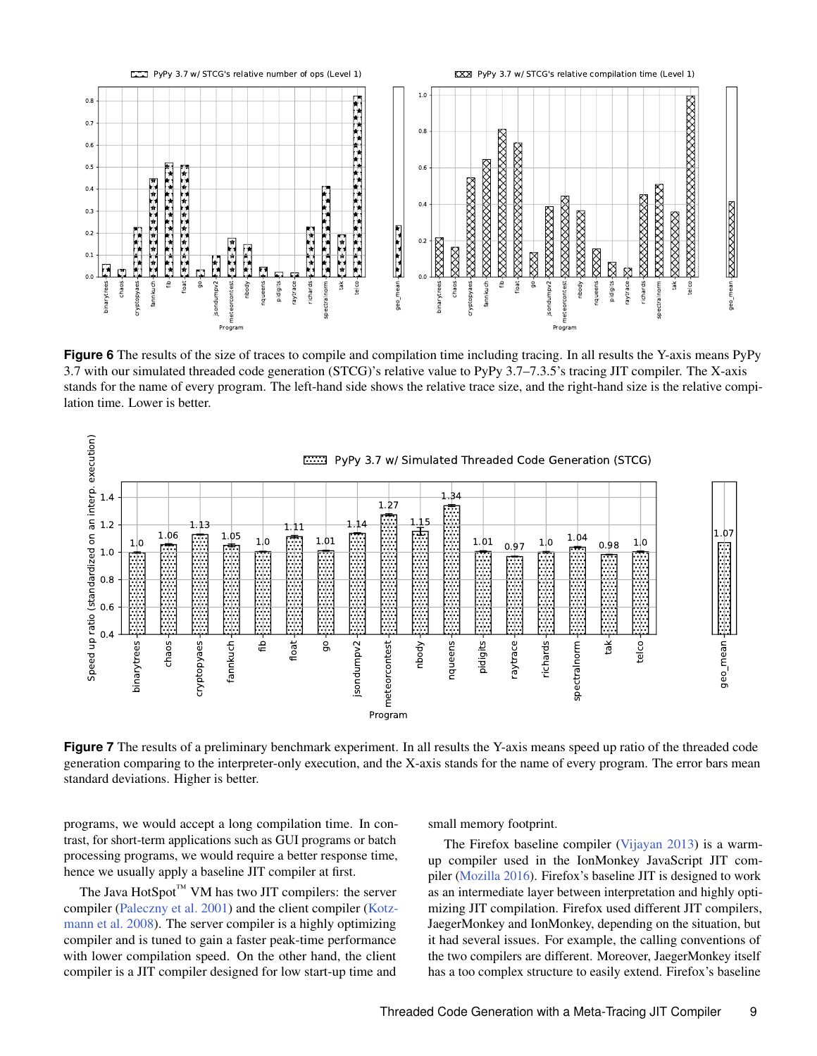**Figure 6** The results of the size of traces to compile and compilation time including tracing. In all results the Y-axis means PyPy 3.7 with our simulated threaded code generation (STCG)'s relative value to PyPy 3.7–7.3.5's tracing JIT compiler. The X-axis stands for the name of every program. The left-hand side shows the relative trace size, and the right-hand size is the relative compilation time. Lower is better.

**Figure 7** The results of a preliminary benchmark experiment. In all results the Y-axis means speed up ratio of the threaded code generation comparing to the interpreter-only execution, and the X-axis stands for the name of every program. The error bars mean standard deviations. Higher is better.

programs, we would accept a long compilation time. In contrast, for short-term applications such as GUI programs or batch processing programs, we would require a better response time, hence we usually apply a baseline JIT compiler at first.

The Java HotSpot™ VM has two JIT compilers: the server compiler (Paleczny et al. 2001) and the client compiler (Kotzmann et al. 2008). The server compiler is a highly optimizing compiler and is tuned to gain a faster peak-time performance with lower compilation speed. On the other hand, the client compiler is a JIT compiler designed for low start-up time and small memory footprint.

The Firefox baseline compiler (Vijayan 2013) is a warm-up compiler used in the IonMonkey JavaScript JIT compiler (Mozilla 2016). Firefox's baseline JIT is designed to work as an intermediate layer between interpretation and highly optimizing JIT compilation. Firefox used different JIT compilers, JaegerMonkey and IonMonkey, depending on the situation, but it had several issues. For example, the calling conventions of the two compilers are different. Moreover, JaegerMonkey itself has a too complex structure to easily extend. Firefox's baseline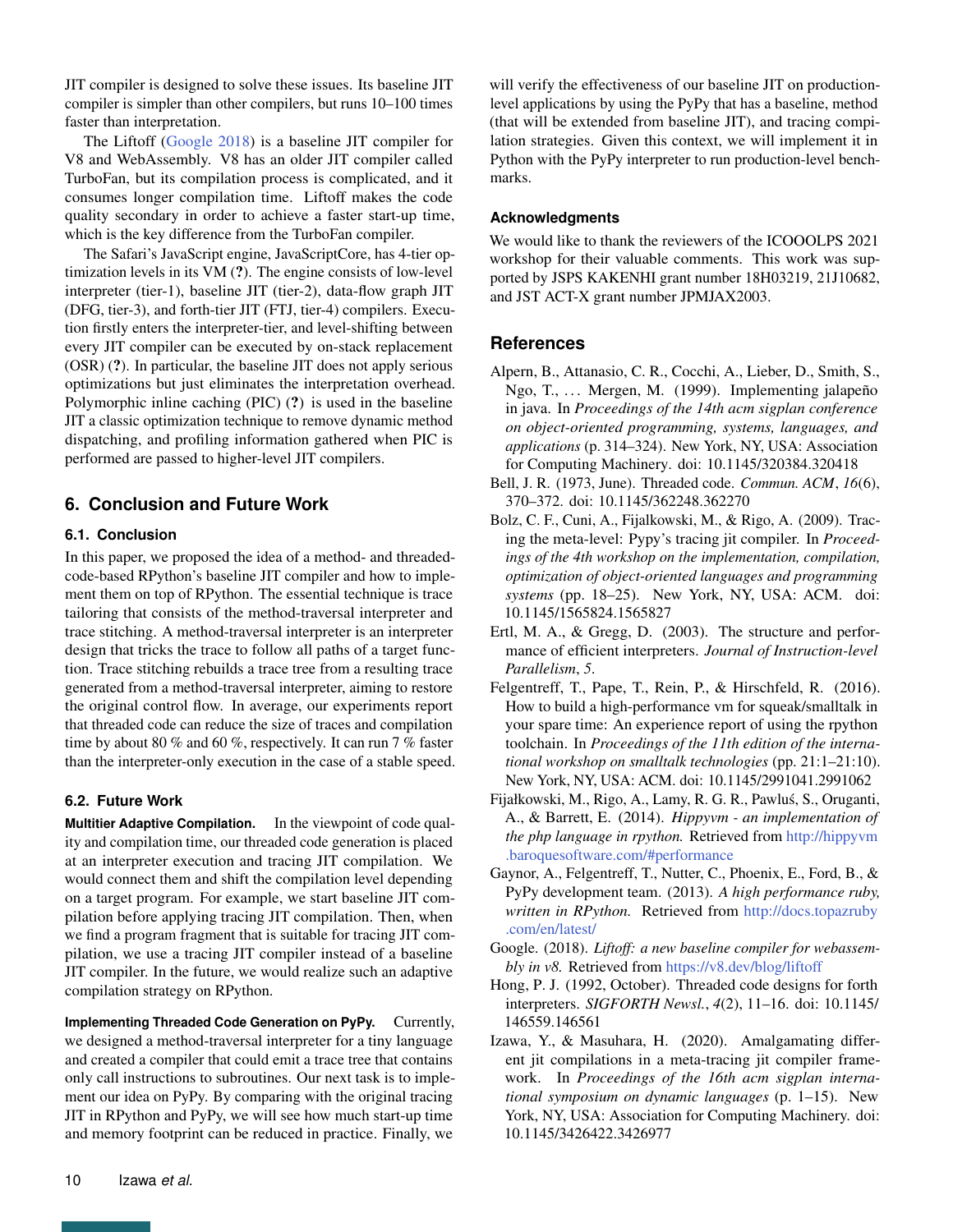JIT compiler is designed to solve these issues. Its baseline JIT compiler is simpler than other compilers, but runs 10–100 times faster than interpretation.

The Liftoff (Google 2018) is a baseline JIT compiler for V8 and WebAssembly. V8 has an older JIT compiler called TurboFan, but its compilation process is complicated, and it consumes longer compilation time. Liftoff makes the code quality secondary in order to achieve a faster start-up time, which is the key difference from the TurboFan compiler.

The Safari's JavaScript engine, JavaScriptCore, has 4-tier optimization levels in its VM (**?**). The engine consists of low-level interpreter (tier-1), baseline JIT (tier-2), data-flow graph JIT (DFG, tier-3), and forth-tier JIT (FTJ, tier-4) compilers. Execution firstly enters the interpreter-tier, and level-shifting between every JIT compiler can be executed by on-stack replacement (OSR) (**?**). In particular, the baseline JIT does not apply serious optimizations but just eliminates the interpretation overhead. Polymorphic inline caching (PIC) (**?**) is used in the baseline JIT a classic optimization technique to remove dynamic method dispatching, and profiling information gathered when PIC is performed are passed to higher-level JIT compilers.

## 6. Conclusion and Future Work

### 6.1. Conclusion

In this paper, we proposed the idea of a method- and threaded-code-based RPython's baseline JIT compiler and how to implement them on top of RPython. The essential technique is trace tailoring that consists of the method-traversal interpreter and trace stitching. A method-traversal interpreter is an interpreter design that tricks the trace to follow all paths of a target function. Trace stitching rebuilds a trace tree from a resulting trace generated from a method-traversal interpreter, aiming to restore the original control flow. In average, our experiments report that threaded code can reduce the size of traces and compilation time by about 80 % and 60 %, respectively. It can run 7 % faster than the interpreter-only execution in the case of a stable speed.

### 6.2. Future Work

**Multitier Adaptive Compilation.** In the viewpoint of code quality and compilation time, our threaded code generation is placed at an interpreter execution and tracing JIT compilation. We would connect them and shift the compilation level depending on a target program. For example, we start baseline JIT compilation before applying tracing JIT compilation. Then, when we find a program fragment that is suitable for tracing JIT compilation, we use a tracing JIT compiler instead of a baseline JIT compiler. In the future, we would realize such an adaptive compilation strategy on RPython.

**Implementing Threaded Code Generation on PyPy.** Currently, we designed a method-traversal interpreter for a tiny language and created a compiler that could emit a trace tree that contains only call instructions to subroutines. Our next task is to implement our idea on PyPy. By comparing with the original tracing JIT in RPython and PyPy, we will see how much start-up time and memory footprint can be reduced in practice. Finally, we will verify the effectiveness of our baseline JIT on production-level applications by using the PyPy that has a baseline, method (that will be extended from baseline JIT), and tracing compilation strategies. Given this context, we will implement it in Python with the PyPy interpreter to run production-level benchmarks.

### Acknowledgments

We would like to thank the reviewers of the ICOOOLPS 2021 workshop for their valuable comments. This work was supported by JSPS KAKENHI grant number 18H03219, 21J10682, and JST ACT-X grant number JPMJAX2003.

## References

Alpern, B., Attanasio, C. R., Cocchi, A., Lieber, D., Smith, S., Ngo, T., ... Mergen, M. (1999). Implementing jalapeño in java. In *Proceedings of the 14th acm sigplan conference on object-oriented programming, systems, languages, and applications* (p. 314–324). New York, NY, USA: Association for Computing Machinery. doi: 10.1145/320384.320418

Bell, J. R. (1973, June). Threaded code. *Commun. ACM*, *16*(6), 370–372. doi: 10.1145/362248.362270

Bolz, C. F., Cuni, A., Fijalkowski, M., & Rigo, A. (2009). Tracing the meta-level: Pypy's tracing jit compiler. In *Proceedings of the 4th workshop on the implementation, compilation, optimization of object-oriented languages and programming systems* (pp. 18–25). New York, NY, USA: ACM. doi: 10.1145/1565824.1565827

Ertl, M. A., & Gregg, D. (2003). The structure and performance of efficient interpreters. *Journal of Instruction-level Parallelism*, *5*.

Felgentreff, T., Pape, T., Rein, P., & Hirschfeld, R. (2016). How to build a high-performance vm for squeak/smalltalk in your spare time: An experience report of using the rpython toolchain. In *Proceedings of the 11th edition of the international workshop on smalltalk technologies* (pp. 21:1–21:10). New York, NY, USA: ACM. doi: 10.1145/2991041.2991062

Fijałkowski, M., Rigo, A., Lamy, R. G. R., Pawluś, S., Oruganti, A., & Barrett, E. (2014). *Hippyvm - an implementation of the php language in rpython.* Retrieved from http://hippyvm.baroquesoftware.com/#performance

Gaynor, A., Felgentreff, T., Nutter, C., Phoenix, E., Ford, B., & PyPy development team. (2013). *A high performance ruby, written in RPython.* Retrieved from http://docs.topazruby.com/en/latest/

Google. (2018). *Liftoff: a new baseline compiler for webassembly in v8.* Retrieved from https://v8.dev/blog/liftoff

Hong, P. J. (1992, October). Threaded code designs for forth interpreters. *SIGFORTH Newsl.*, *4*(2), 11–16. doi: 10.1145/146559.146561

Izawa, Y., & Masuhara, H. (2020). Amalgamating different jit compilations in a meta-tracing jit compiler framework. In *Proceedings of the 16th acm sigplan international symposium on dynamic languages* (p. 1–15). New York, NY, USA: Association for Computing Machinery. doi: 10.1145/3426422.3426977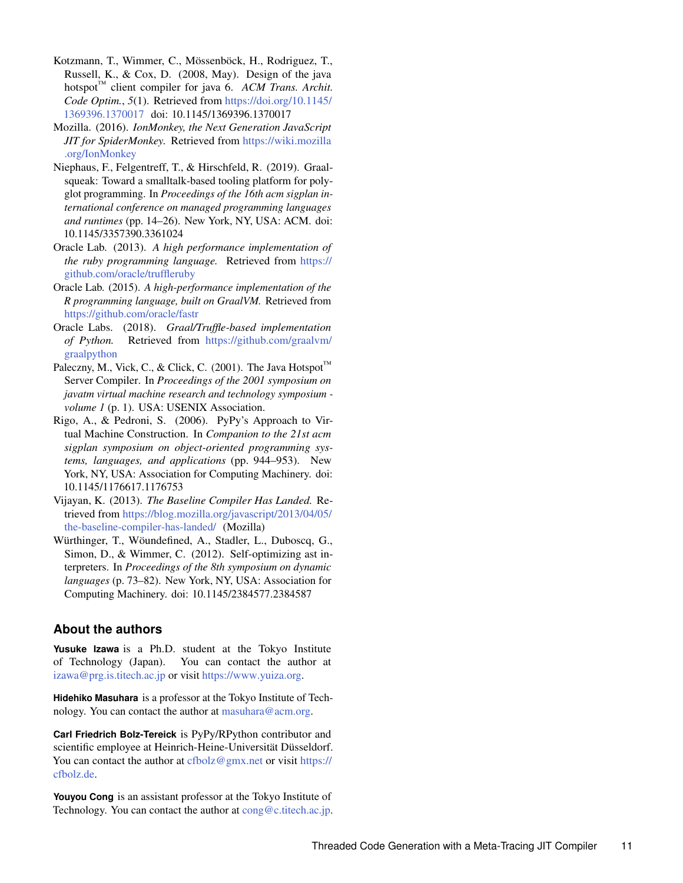Kotzmann, T., Wimmer, C., Mössenböck, H., Rodriguez, T., Russell, K., & Cox, D. (2008, May). Design of the java hotspot™ client compiler for java 6. *ACM Trans. Archit. Code Optim.*, *5*(1). Retrieved from https://doi.org/10.1145/1369396.1370017 doi: 10.1145/1369396.1370017

Mozilla. (2016). *IonMonkey, the Next Generation JavaScript JIT for SpiderMonkey.* Retrieved from https://wiki.mozilla.org/IonMonkey

Niephaus, F., Felgentreff, T., & Hirschfeld, R. (2019). Graalsqueak: Toward a smalltalk-based tooling platform for polyglot programming. In *Proceedings of the 16th acm sigplan international conference on managed programming languages and runtimes* (pp. 14–26). New York, NY, USA: ACM. doi: 10.1145/3357390.3361024

Oracle Lab. (2013). *A high performance implementation of the ruby programming language.* Retrieved from https://github.com/oracle/truffleruby

Oracle Lab. (2015). *A high-performance implementation of the R programming language, built on GraalVM.* Retrieved from https://github.com/oracle/fastr

Oracle Labs. (2018). *Graal/Truffle-based implementation of Python.* Retrieved from https://github.com/graalvm/graalpython

Paleczny, M., Vick, C., & Click, C. (2001). The Java Hotspot™ Server Compiler. In *Proceedings of the 2001 symposium on javatm virtual machine research and technology symposium - volume 1* (p. 1). USA: USENIX Association.

Rigo, A., & Pedroni, S. (2006). PyPy's Approach to Virtual Machine Construction. In *Companion to the 21st acm sigplan symposium on object-oriented programming systems, languages, and applications* (pp. 944–953). New York, NY, USA: Association for Computing Machinery. doi: 10.1145/1176617.1176753

Vijayan, K. (2013). *The Baseline Compiler Has Landed.* Retrieved from https://blog.mozilla.org/javascript/2013/04/05/the-baseline-compiler-has-landed/ (Mozilla)

Würthinger, T., Wöundefined, A., Stadler, L., Duboscq, G., Simon, D., & Wimmer, C. (2012). Self-optimizing ast interpreters. In *Proceedings of the 8th symposium on dynamic languages* (p. 73–82). New York, NY, USA: Association for Computing Machinery. doi: 10.1145/2384577.2384587

## About the authors

**Yusuke Izawa** is a Ph.D. student at the Tokyo Institute of Technology (Japan). You can contact the author at izawa@prg.is.titech.ac.jp or visit https://www.yuiza.org.

**Hidehiko Masuhara** is a professor at the Tokyo Institute of Technology. You can contact the author at masuhara@acm.org.

**Carl Friedrich Bolz-Tereick** is PyPy/RPython contributor and scientific employee at Heinrich-Heine-Universität Düsseldorf. You can contact the author at cfbolz@gmx.net or visit https://cfbolz.de.

**Youyou Cong** is an assistant professor at the Tokyo Institute of Technology. You can contact the author at cong@c.titech.ac.jp.